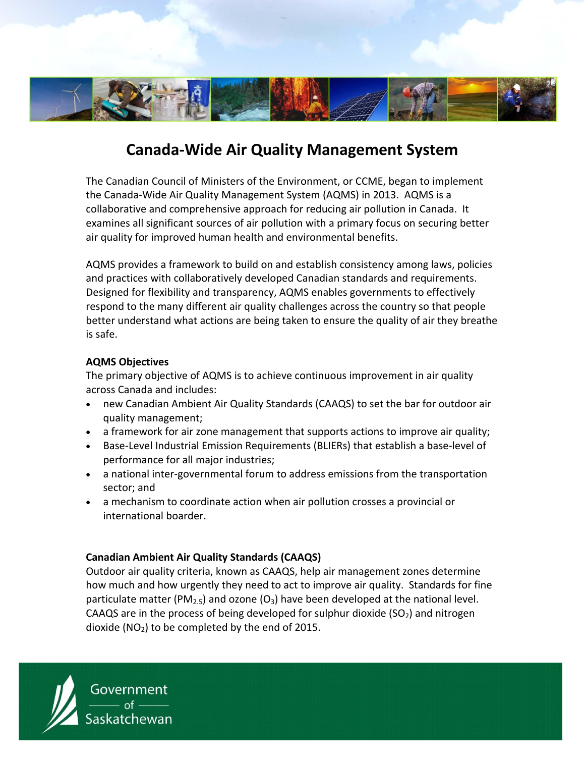# Canada-Wide Air Quality Management System

The Canadian Council of Ministers of the Environment, or CCME, began to implement the Canada-Wide Air Quality Management System (AQMS) in 2013. AQMS is a collaborative and comprehensive approach for reducing air pollution in Canada. It examines all significant sources of air pollution with a primary focus on securing better air quality for improved human health and environmental benefits.

AQMS provides a framework to build on and establish consistency among laws, policies and practices with collaboratively developed Canadian standards and requirements. Designed for flexibility and transparency, AQMS enables governments to effectively respond to the many different air quality challenges across the country so that people better understand what actions are being taken to ensure the quality of air they breathe is safe.

**AQMS Objectives**

The primary objective of AQMS is to achieve continuous improvement in air quality across Canada and includes:

- new Canadian Ambient Air Quality Standards (CAAQS) to set the bar for outdoor air quality management;
- a framework for air zone management that supports actions to improve air quality;
- Base-Level Industrial Emission Requirements (BLIERs) that establish a base-level of performance for all major industries;
- a national inter-governmental forum to address emissions from the transportation sector; and
- a mechanism to coordinate action when air pollution crosses a provincial or international boarder.

**Canadian Ambient Air Quality Standards (CAAQS)**

Outdoor air quality criteria, known as CAAQS, help air management zones determine how much and how urgently they need to act to improve air quality. Standards for fine particulate matter ($PM_{2.5}$) and ozone ($O_3$) have been developed at the national level. CAAQS are in the process of being developed for sulphur dioxide ($SO_2$) and nitrogen dioxide ($NO_2$) to be completed by the end of 2015.

Government of Saskatchewan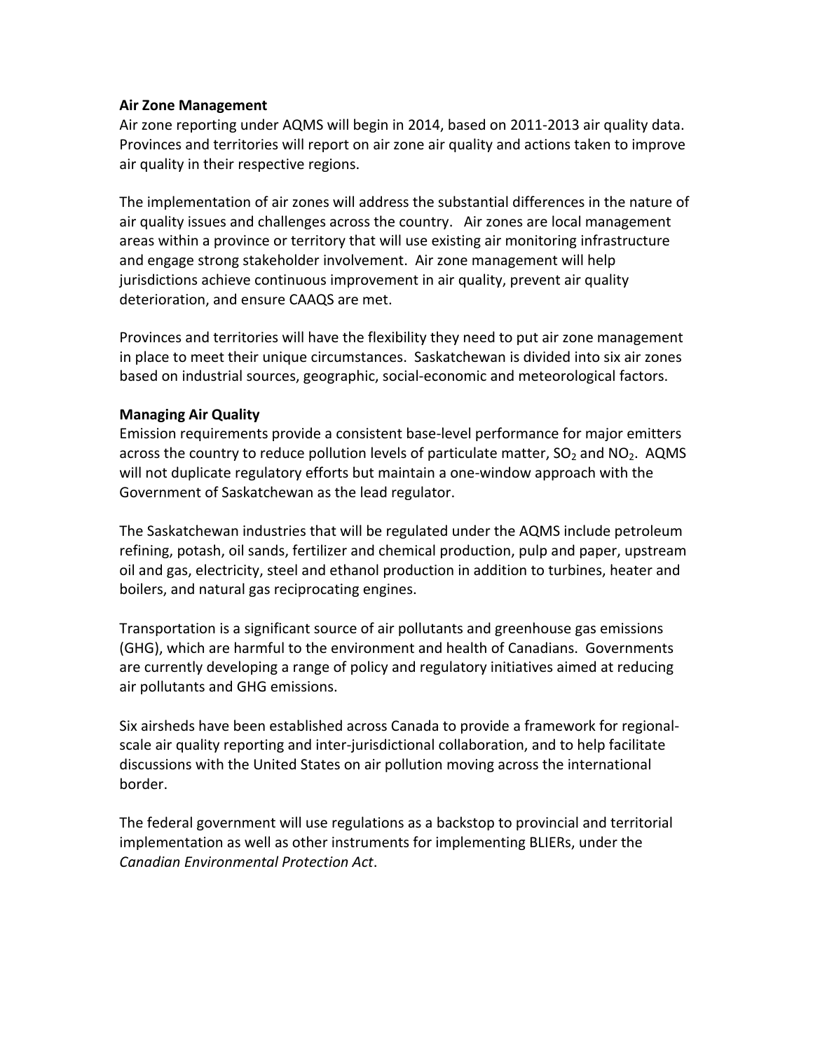**Air Zone Management**

Air zone reporting under AQMS will begin in 2014, based on 2011-2013 air quality data. Provinces and territories will report on air zone air quality and actions taken to improve air quality in their respective regions.

The implementation of air zones will address the substantial differences in the nature of air quality issues and challenges across the country. Air zones are local management areas within a province or territory that will use existing air monitoring infrastructure and engage strong stakeholder involvement. Air zone management will help jurisdictions achieve continuous improvement in air quality, prevent air quality deterioration, and ensure CAAQS are met.

Provinces and territories will have the flexibility they need to put air zone management in place to meet their unique circumstances. Saskatchewan is divided into six air zones based on industrial sources, geographic, social-economic and meteorological factors.

**Managing Air Quality**

Emission requirements provide a consistent base-level performance for major emitters across the country to reduce pollution levels of particulate matter, $SO_2$ and $NO_2$. AQMS will not duplicate regulatory efforts but maintain a one-window approach with the Government of Saskatchewan as the lead regulator.

The Saskatchewan industries that will be regulated under the AQMS include petroleum refining, potash, oil sands, fertilizer and chemical production, pulp and paper, upstream oil and gas, electricity, steel and ethanol production in addition to turbines, heater and boilers, and natural gas reciprocating engines.

Transportation is a significant source of air pollutants and greenhouse gas emissions (GHG), which are harmful to the environment and health of Canadians. Governments are currently developing a range of policy and regulatory initiatives aimed at reducing air pollutants and GHG emissions.

Six airsheds have been established across Canada to provide a framework for regional-scale air quality reporting and inter-jurisdictional collaboration, and to help facilitate discussions with the United States on air pollution moving across the international border.

The federal government will use regulations as a backstop to provincial and territorial implementation as well as other instruments for implementing BLIERs, under the *Canadian Environmental Protection Act*.